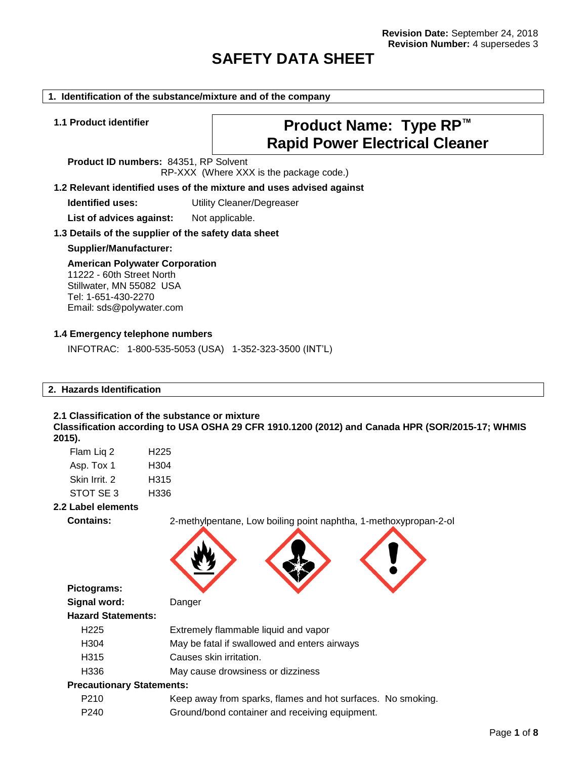**Revision Date:** September 24, 2018
**Revision Number:** 4 supersedes 3

# SAFETY DATA SHEET

## 1. Identification of the substance/mixture and of the company

### 1.1 Product identifier

**Product Name: Type RP™ Rapid Power Electrical Cleaner**

**Product ID numbers:** 84351, RP Solvent
RP-XXX (Where XXX is the package code.)

### 1.2 Relevant identified uses of the mixture and uses advised against

**Identified uses:** Utility Cleaner/Degreaser

**List of advices against:** Not applicable.

### 1.3 Details of the supplier of the safety data sheet

**Supplier/Manufacturer:**

**American Polywater Corporation**
11222 - 60th Street North
Stillwater, MN 55082 USA
Tel: 1-651-430-2270
Email: sds@polywater.com

### 1.4 Emergency telephone numbers

INFOTRAC: 1-800-535-5053 (USA) 1-352-323-3500 (INT'L)

## 2. Hazards Identification

### 2.1 Classification of the substance or mixture

**Classification according to USA OSHA 29 CFR 1910.1200 (2012) and Canada HPR (SOR/2015-17; WHMIS 2015).**

| | |
|---|---|
| Flam Liq 2 | H225 |
| Asp. Tox 1 | H304 |
| Skin Irrit. 2 | H315 |
| STOT SE 3 | H336 |

### 2.2 Label elements

**Contains:** 2-methylpentane, Low boiling point naphtha, 1-methoxypropan-2-ol

**Pictograms:**

**Signal word:** Danger

**Hazard Statements:**

| | |
|---|---|
| H225 | Extremely flammable liquid and vapor |
| H304 | May be fatal if swallowed and enters airways |
| H315 | Causes skin irritation. |
| H336 | May cause drowsiness or dizziness |

**Precautionary Statements:**

| | |
|---|---|
| P210 | Keep away from sparks, flames and hot surfaces. No smoking. |
| P240 | Ground/bond container and receiving equipment. |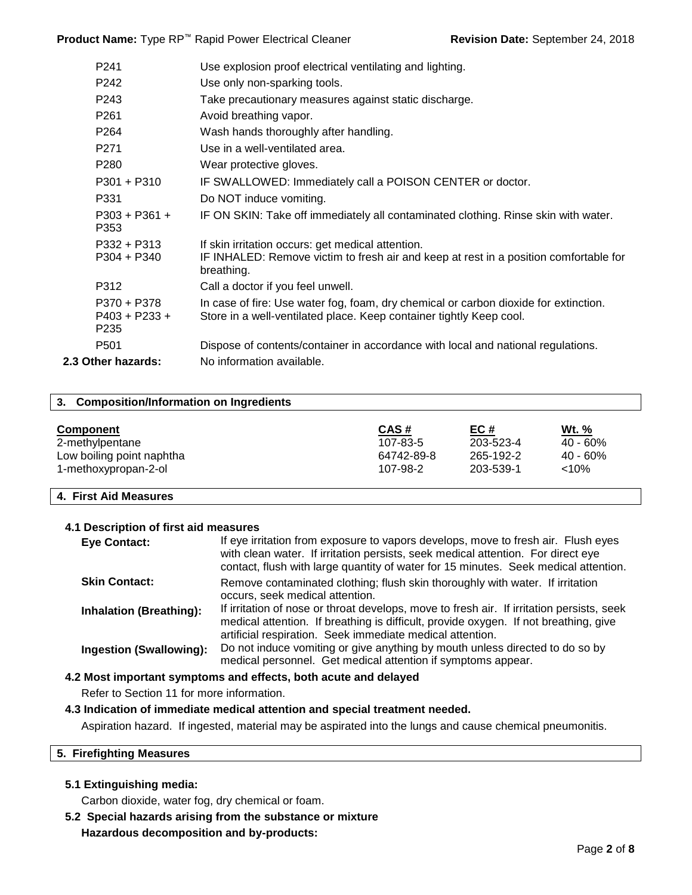| | |
|---|---|
| P241 | Use explosion proof electrical ventilating and lighting. |
| P242 | Use only non-sparking tools. |
| P243 | Take precautionary measures against static discharge. |
| P261 | Avoid breathing vapor. |
| P264 | Wash hands thoroughly after handling. |
| P271 | Use in a well-ventilated area. |
| P280 | Wear protective gloves. |
| P301 + P310 | IF SWALLOWED: Immediately call a POISON CENTER or doctor. |
| P331 | Do NOT induce vomiting. |
| P303 + P361 + P353 | IF ON SKIN: Take off immediately all contaminated clothing. Rinse skin with water. |
| P332 + P313 | If skin irritation occurs: get medical attention. |
| P304 + P340 | IF INHALED: Remove victim to fresh air and keep at rest in a position comfortable for breathing. |
| P312 | Call a doctor if you feel unwell. |
| P370 + P378 | In case of fire: Use water fog, foam, dry chemical or carbon dioxide for extinction. |
| P403 + P233 + P235 | Store in a well-ventilated place. Keep container tightly Keep cool. |
| P501 | Dispose of contents/container in accordance with local and national regulations. |

**2.3 Other hazards:** No information available.

## 3. Composition/Information on Ingredients

| Component | CAS # | EC # | Wt. % |
|---|---|---|---|
| 2-methylpentane | 107-83-5 | 203-523-4 | 40 - 60% |
| Low boiling point naphtha | 64742-89-8 | 265-192-2 | 40 - 60% |
| 1-methoxypropan-2-ol | 107-98-2 | 203-539-1 | <10% |

## 4. First Aid Measures

### 4.1 Description of first aid measures

**Eye Contact:** If eye irritation from exposure to vapors develops, move to fresh air. Flush eyes with clean water. If irritation persists, seek medical attention. For direct eye contact, flush with large quantity of water for 15 minutes. Seek medical attention.

**Skin Contact:** Remove contaminated clothing; flush skin thoroughly with water. If irritation occurs, seek medical attention.

**Inhalation (Breathing):** If irritation of nose or throat develops, move to fresh air. If irritation persists, seek medical attention. If breathing is difficult, provide oxygen. If not breathing, give artificial respiration. Seek immediate medical attention.

**Ingestion (Swallowing):** Do not induce vomiting or give anything by mouth unless directed to do so by medical personnel. Get medical attention if symptoms appear.

### 4.2 Most important symptoms and effects, both acute and delayed

Refer to Section 11 for more information.

### 4.3 Indication of immediate medical attention and special treatment needed.

Aspiration hazard. If ingested, material may be aspirated into the lungs and cause chemical pneumonitis.

## 5. Firefighting Measures

### 5.1 Extinguishing media:

Carbon dioxide, water fog, dry chemical or foam.

### 5.2 Special hazards arising from the substance or mixture

**Hazardous decomposition and by-products:**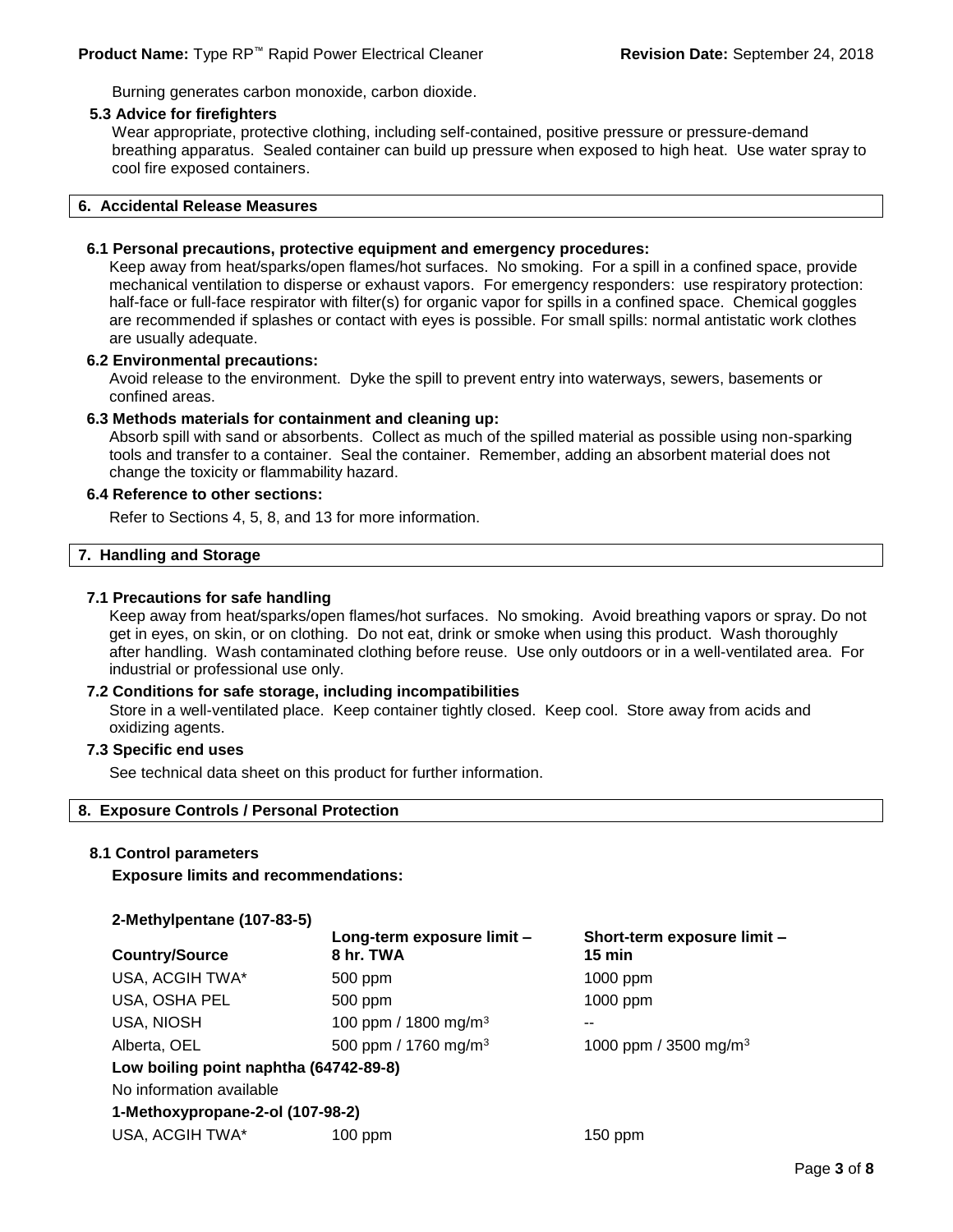Burning generates carbon monoxide, carbon dioxide.

### 5.3 Advice for firefighters

Wear appropriate, protective clothing, including self-contained, positive pressure or pressure-demand breathing apparatus. Sealed container can build up pressure when exposed to high heat. Use water spray to cool fire exposed containers.

## 6. Accidental Release Measures

### 6.1 Personal precautions, protective equipment and emergency procedures:

Keep away from heat/sparks/open flames/hot surfaces. No smoking. For a spill in a confined space, provide mechanical ventilation to disperse or exhaust vapors. For emergency responders: use respiratory protection: half-face or full-face respirator with filter(s) for organic vapor for spills in a confined space. Chemical goggles are recommended if splashes or contact with eyes is possible. For small spills: normal antistatic work clothes are usually adequate.

### 6.2 Environmental precautions:

Avoid release to the environment. Dyke the spill to prevent entry into waterways, sewers, basements or confined areas.

### 6.3 Methods materials for containment and cleaning up:

Absorb spill with sand or absorbents. Collect as much of the spilled material as possible using non-sparking tools and transfer to a container. Seal the container. Remember, adding an absorbent material does not change the toxicity or flammability hazard.

### 6.4 Reference to other sections:

Refer to Sections 4, 5, 8, and 13 for more information.

## 7. Handling and Storage

### 7.1 Precautions for safe handling

Keep away from heat/sparks/open flames/hot surfaces. No smoking. Avoid breathing vapors or spray. Do not get in eyes, on skin, or on clothing. Do not eat, drink or smoke when using this product. Wash thoroughly after handling. Wash contaminated clothing before reuse. Use only outdoors or in a well-ventilated area. For industrial or professional use only.

### 7.2 Conditions for safe storage, including incompatibilities

Store in a well-ventilated place. Keep container tightly closed. Keep cool. Store away from acids and oxidizing agents.

### 7.3 Specific end uses

See technical data sheet on this product for further information.

## 8. Exposure Controls / Personal Protection

### 8.1 Control parameters

**Exposure limits and recommendations:**

**2-Methylpentane (107-83-5)**

| Country/Source | Long-term exposure limit – 8 hr. TWA | Short-term exposure limit – 15 min |
|---|---|---|
| USA, ACGIH TWA* | 500 ppm | 1000 ppm |
| USA, OSHA PEL | 500 ppm | 1000 ppm |
| USA, NIOSH | 100 ppm / 1800 mg/m$^3$ | -- |
| Alberta, OEL | 500 ppm / 1760 mg/m$^3$ | 1000 ppm / 3500 mg/m$^3$ |
| **Low boiling point naphtha (64742-89-8)** | | |
| No information available | | |
| **1-Methoxypropane-2-ol (107-98-2)** | | |
| USA, ACGIH TWA* | 100 ppm | 150 ppm |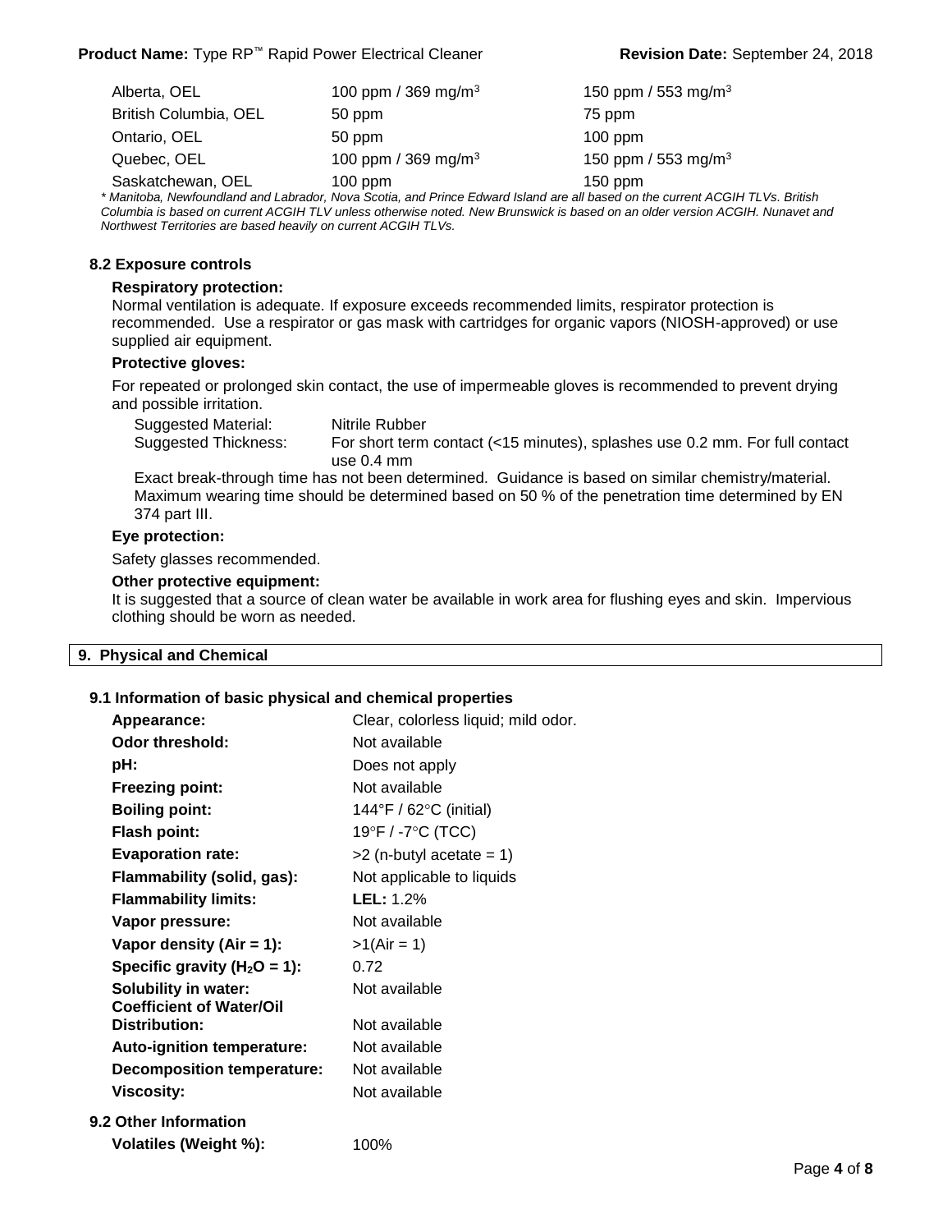| | | |
|---|---|---|
| Alberta, OEL | 100 ppm / 369 mg/m$^3$ | 150 ppm / 553 mg/m$^3$ |
| British Columbia, OEL | 50 ppm | 75 ppm |
| Ontario, OEL | 50 ppm | 100 ppm |
| Quebec, OEL | 100 ppm / 369 mg/m$^3$ | 150 ppm / 553 mg/m$^3$ |
| Saskatchewan, OEL | 100 ppm | 150 ppm |

*\* Manitoba, Newfoundland and Labrador, Nova Scotia, and Prince Edward Island are all based on the current ACGIH TLVs. British Columbia is based on current ACGIH TLV unless otherwise noted. New Brunswick is based on an older version ACGIH. Nunavet and Northwest Territories are based heavily on current ACGIH TLVs.*

### 8.2 Exposure controls

**Respiratory protection:**

Normal ventilation is adequate. If exposure exceeds recommended limits, respirator protection is recommended. Use a respirator or gas mask with cartridges for organic vapors (NIOSH-approved) or use supplied air equipment.

**Protective gloves:**

For repeated or prolonged skin contact, the use of impermeable gloves is recommended to prevent drying and possible irritation.

| | |
|---|---|
| Suggested Material: | Nitrile Rubber |
| Suggested Thickness: | For short term contact (<15 minutes), splashes use 0.2 mm. For full contact use 0.4 mm |

Exact break-through time has not been determined. Guidance is based on similar chemistry/material. Maximum wearing time should be determined based on 50 % of the penetration time determined by EN 374 part III.

**Eye protection:**

Safety glasses recommended.

**Other protective equipment:**

It is suggested that a source of clean water be available in work area for flushing eyes and skin. Impervious clothing should be worn as needed.

## 9. Physical and Chemical

### 9.1 Information of basic physical and chemical properties

| | |
|---|---|
| **Appearance:** | Clear, colorless liquid; mild odor. |
| **Odor threshold:** | Not available |
| **pH:** | Does not apply |
| **Freezing point:** | Not available |
| **Boiling point:** | 144°F / 62°C (initial) |
| **Flash point:** | 19°F / -7°C (TCC) |
| **Evaporation rate:** | >2 (n-butyl acetate = 1) |
| **Flammability (solid, gas):** | Not applicable to liquids |
| **Flammability limits:** | **LEL:** 1.2% |
| **Vapor pressure:** | Not available |
| **Vapor density (Air = 1):** | >1(Air = 1) |
| **Specific gravity ($H_2O$ = 1):** | 0.72 |
| **Solubility in water:** | Not available |
| **Coefficient of Water/Oil Distribution:** | Not available |
| **Auto-ignition temperature:** | Not available |
| **Decomposition temperature:** | Not available |
| **Viscosity:** | Not available |

### 9.2 Other Information

| | |
|---|---|
| **Volatiles (Weight %):** | 100% |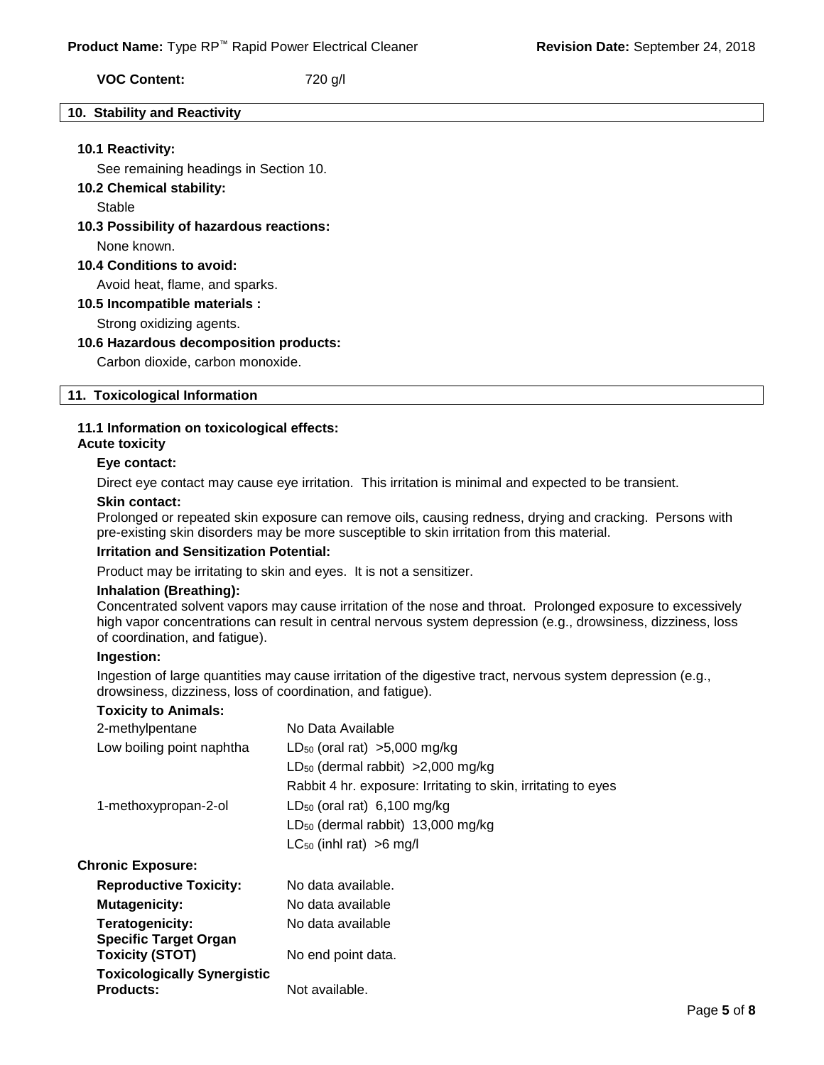**VOC Content:** 720 g/l

## 10. Stability and Reactivity

### 10.1 Reactivity:

See remaining headings in Section 10.

### 10.2 Chemical stability:

Stable

### 10.3 Possibility of hazardous reactions:

None known.

### 10.4 Conditions to avoid:

Avoid heat, flame, and sparks.

### 10.5 Incompatible materials :

Strong oxidizing agents.

### 10.6 Hazardous decomposition products:

Carbon dioxide, carbon monoxide.

## 11. Toxicological Information

### 11.1 Information on toxicological effects:

**Acute toxicity**

**Eye contact:**

Direct eye contact may cause eye irritation. This irritation is minimal and expected to be transient.

**Skin contact:**

Prolonged or repeated skin exposure can remove oils, causing redness, drying and cracking. Persons with pre-existing skin disorders may be more susceptible to skin irritation from this material.

**Irritation and Sensitization Potential:**

Product may be irritating to skin and eyes. It is not a sensitizer.

**Inhalation (Breathing):**

Concentrated solvent vapors may cause irritation of the nose and throat. Prolonged exposure to excessively high vapor concentrations can result in central nervous system depression (e.g., drowsiness, dizziness, loss of coordination, and fatigue).

**Ingestion:**

Ingestion of large quantities may cause irritation of the digestive tract, nervous system depression (e.g., drowsiness, dizziness, loss of coordination, and fatigue).

**Toxicity to Animals:**

| | |
|---|---|
| 2-methylpentane | No Data Available |
| Low boiling point naphtha | $LD_{50}$ (oral rat) >5,000 mg/kg |
| | $LD_{50}$ (dermal rabbit) >2,000 mg/kg |
| | Rabbit 4 hr. exposure: Irritating to skin, irritating to eyes |
| 1-methoxypropan-2-ol | $LD_{50}$ (oral rat) 6,100 mg/kg |
| | $LD_{50}$ (dermal rabbit) 13,000 mg/kg |
| | $LC_{50}$ (inhl rat) >6 mg/l |

**Chronic Exposure:**

| | |
|---|---|
| **Reproductive Toxicity:** | No data available. |
| **Mutagenicity:** | No data available |
| **Teratogenicity:** | No data available |
| **Specific Target Organ Toxicity (STOT)** | No end point data. |
| **Toxicologically Synergistic Products:** | Not available. |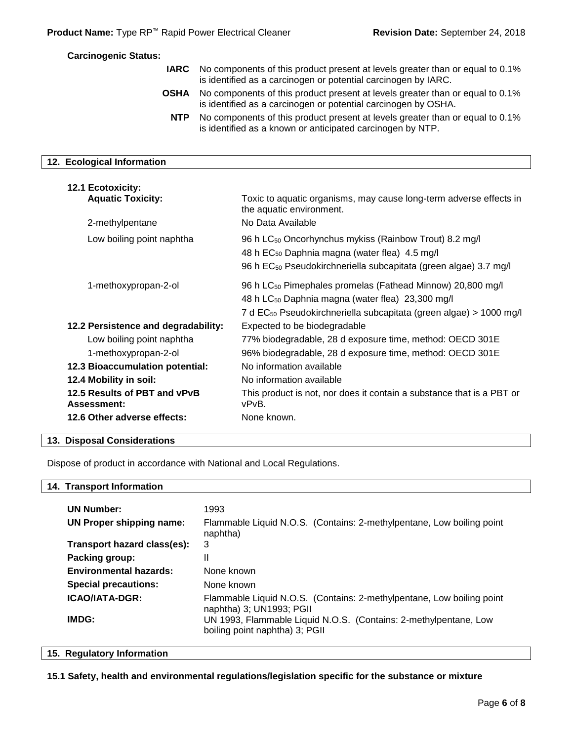**Carcinogenic Status:**

| | |
|---|---|
| **IARC** | No components of this product present at levels greater than or equal to 0.1% is identified as a carcinogen or potential carcinogen by IARC. |
| **OSHA** | No components of this product present at levels greater than or equal to 0.1% is identified as a carcinogen or potential carcinogen by OSHA. |
| **NTP** | No components of this product present at levels greater than or equal to 0.1% is identified as a known or anticipated carcinogen by NTP. |

## 12. Ecological Information

| | |
|---|---|
| **12.1 Ecotoxicity:** | |
| **Aquatic Toxicity:** | Toxic to aquatic organisms, may cause long-term adverse effects in the aquatic environment. |
| 2-methylpentane | No Data Available |
| Low boiling point naphtha | 96 h $LC_{50}$ Oncorhynchus mykiss (Rainbow Trout) 8.2 mg/l |
| | 48 h $EC_{50}$ Daphnia magna (water flea) 4.5 mg/l |
| | 96 h $EC_{50}$ Pseudokirchneriella subcapitata (green algae) 3.7 mg/l |
| 1-methoxypropan-2-ol | 96 h $LC_{50}$ Pimephales promelas (Fathead Minnow) 20,800 mg/l |
| | 48 h $LC_{50}$ Daphnia magna (water flea) 23,300 mg/l |
| | 7 d $EC_{50}$ Pseudokirchneriella subcapitata (green algae) > 1000 mg/l |
| **12.2 Persistence and degradability:** | Expected to be biodegradable |
| Low boiling point naphtha | 77% biodegradable, 28 d exposure time, method: OECD 301E |
| 1-methoxypropan-2-ol | 96% biodegradable, 28 d exposure time, method: OECD 301E |
| **12.3 Bioaccumulation potential:** | No information available |
| **12.4 Mobility in soil:** | No information available |
| **12.5 Results of PBT and vPvB Assessment:** | This product is not, nor does it contain a substance that is a PBT or vPvB. |
| **12.6 Other adverse effects:** | None known. |

## 13. Disposal Considerations

Dispose of product in accordance with National and Local Regulations.

## 14. Transport Information

| | |
|---|---|
| **UN Number:** | 1993 |
| **UN Proper shipping name:** | Flammable Liquid N.O.S. (Contains: 2-methylpentane, Low boiling point naphtha) |
| **Transport hazard class(es):** | 3 |
| **Packing group:** | II |
| **Environmental hazards:** | None known |
| **Special precautions:** | None known |
| **ICAO/IATA-DGR:** | Flammable Liquid N.O.S. (Contains: 2-methylpentane, Low boiling point naphtha) 3; UN1993; PGII |
| **IMDG:** | UN 1993, Flammable Liquid N.O.S. (Contains: 2-methylpentane, Low boiling point naphtha) 3; PGII |

## 15. Regulatory Information

**15.1 Safety, health and environmental regulations/legislation specific for the substance or mixture**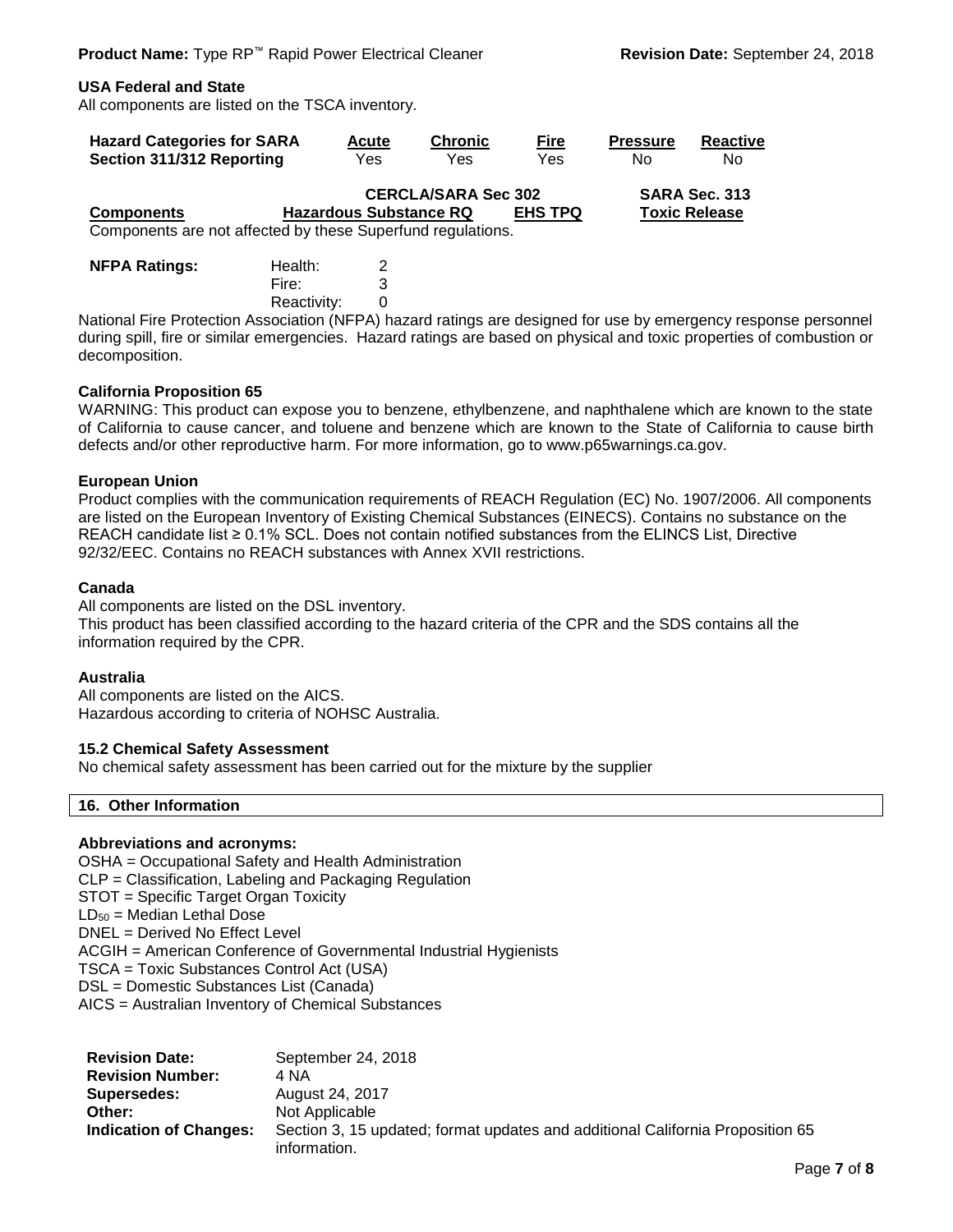**USA Federal and State**

All components are listed on the TSCA inventory.

| Hazard Categories for SARA Section 311/312 Reporting | Acute | Chronic | Fire | Pressure | Reactive |
|---|---|---|---|---|---|
| | Yes | Yes | Yes | No | No |

| Components | CERCLA/SARA Sec 302 Hazardous Substance RQ | EHS TPQ | SARA Sec. 313 Toxic Release |
|---|---|---|---|

Components are not affected by these Superfund regulations.

| NFPA Ratings: | | |
|---|---|---|
| | Health: | 2 |
| | Fire: | 3 |
| | Reactivity: | 0 |

National Fire Protection Association (NFPA) hazard ratings are designed for use by emergency response personnel during spill, fire or similar emergencies. Hazard ratings are based on physical and toxic properties of combustion or decomposition.

**California Proposition 65**

WARNING: This product can expose you to benzene, ethylbenzene, and naphthalene which are known to the state of California to cause cancer, and toluene and benzene which are known to the State of California to cause birth defects and/or other reproductive harm. For more information, go to www.p65warnings.ca.gov.

**European Union**

Product complies with the communication requirements of REACH Regulation (EC) No. 1907/2006. All components are listed on the European Inventory of Existing Chemical Substances (EINECS). Contains no substance on the REACH candidate list ≥ 0.1% SCL. Does not contain notified substances from the ELINCS List, Directive 92/32/EEC. Contains no REACH substances with Annex XVII restrictions.

**Canada**

All components are listed on the DSL inventory.
This product has been classified according to the hazard criteria of the CPR and the SDS contains all the information required by the CPR.

**Australia**

All components are listed on the AICS.
Hazardous according to criteria of NOHSC Australia.

**15.2 Chemical Safety Assessment**

No chemical safety assessment has been carried out for the mixture by the supplier

## 16. Other Information

**Abbreviations and acronyms:**

OSHA = Occupational Safety and Health Administration
CLP = Classification, Labeling and Packaging Regulation
STOT = Specific Target Organ Toxicity
$LD_{50}$ = Median Lethal Dose
DNEL = Derived No Effect Level
ACGIH = American Conference of Governmental Industrial Hygienists
TSCA = Toxic Substances Control Act (USA)
DSL = Domestic Substances List (Canada)
AICS = Australian Inventory of Chemical Substances

| | |
|---|---|
| **Revision Date:** | September 24, 2018 |
| **Revision Number:** | 4 NA |
| **Supersedes:** | August 24, 2017 |
| **Other:** | Not Applicable |
| **Indication of Changes:** | Section 3, 15 updated; format updates and additional California Proposition 65 information. |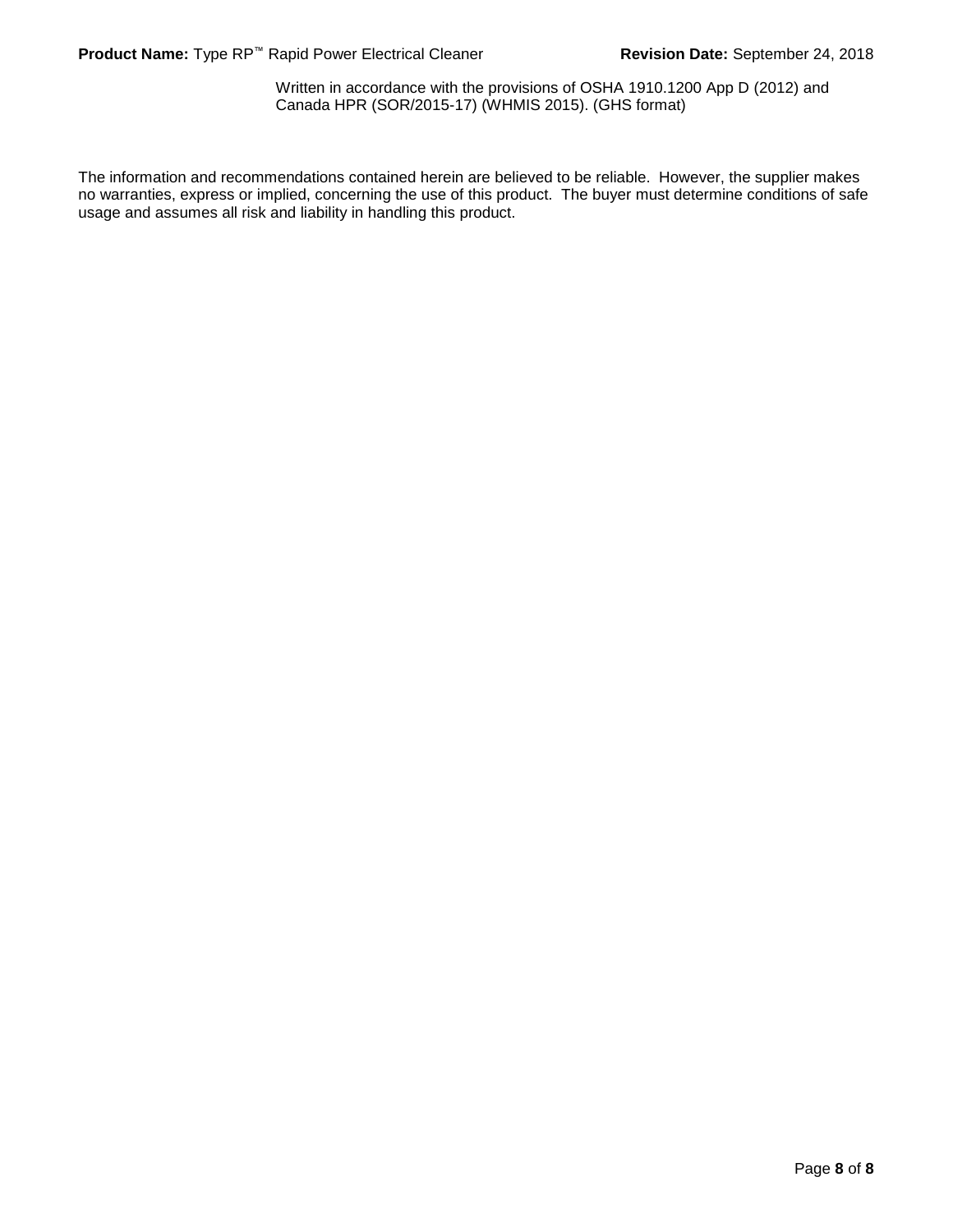Written in accordance with the provisions of OSHA 1910.1200 App D (2012) and Canada HPR (SOR/2015-17) (WHMIS 2015). (GHS format)

The information and recommendations contained herein are believed to be reliable. However, the supplier makes no warranties, express or implied, concerning the use of this product. The buyer must determine conditions of safe usage and assumes all risk and liability in handling this product.